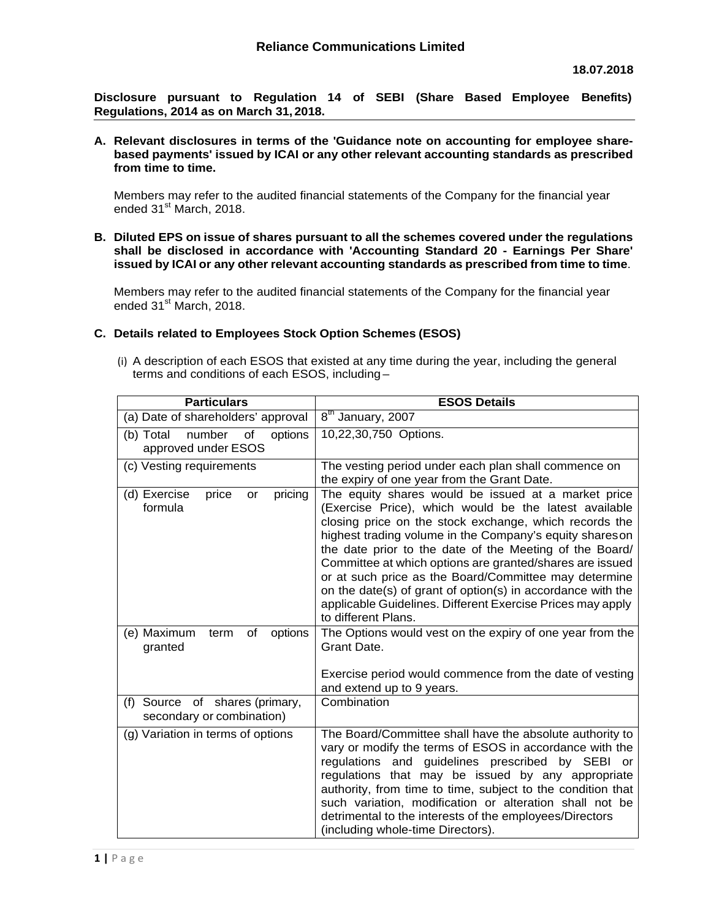# Reliance Communications Limited

**18.07.2018**

**Disclosure pursuant to Regulation 14 of SEBI (Share Based Employee Benefits) Regulations, 2014 as on March 31, 2018.**

**A. Relevant disclosures in terms of the 'Guidance note on accounting for employee share-based payments' issued by ICAI or any other relevant accounting standards as prescribed from time to time.**

Members may refer to the audited financial statements of the Company for the financial year ended 31st March, 2018.

**B. Diluted EPS on issue of shares pursuant to all the schemes covered under the regulations shall be disclosed in accordance with 'Accounting Standard 20 - Earnings Per Share' issued by ICAI or any other relevant accounting standards as prescribed from time to time**.

Members may refer to the audited financial statements of the Company for the financial year ended 31st March, 2018.

**C. Details related to Employees Stock Option Schemes (ESOS)**

(i) A description of each ESOS that existed at any time during the year, including the general terms and conditions of each ESOS, including –

| Particulars | ESOS Details |
|---|---|
| (a) Date of shareholders' approval | 8th January, 2007 |
| (b) Total number of options approved under ESOS | 10,22,30,750 Options. |
| (c) Vesting requirements | The vesting period under each plan shall commence on the expiry of one year from the Grant Date. |
| (d) Exercise price or pricing formula | The equity shares would be issued at a market price (Exercise Price), which would be the latest available closing price on the stock exchange, which records the highest trading volume in the Company's equity shares on the date prior to the date of the Meeting of the Board/ Committee at which options are granted/shares are issued or at such price as the Board/Committee may determine on the date(s) of grant of option(s) in accordance with the applicable Guidelines. Different Exercise Prices may apply to different Plans. |
| (e) Maximum term of options granted | The Options would vest on the expiry of one year from the Grant Date.<br><br>Exercise period would commence from the date of vesting and extend up to 9 years. |
| (f) Source of shares (primary, secondary or combination) | Combination |
| (g) Variation in terms of options | The Board/Committee shall have the absolute authority to vary or modify the terms of ESOS in accordance with the regulations and guidelines prescribed by SEBI or regulations that may be issued by any appropriate authority, from time to time, subject to the condition that such variation, modification or alteration shall not be detrimental to the interests of the employees/Directors (including whole-time Directors). |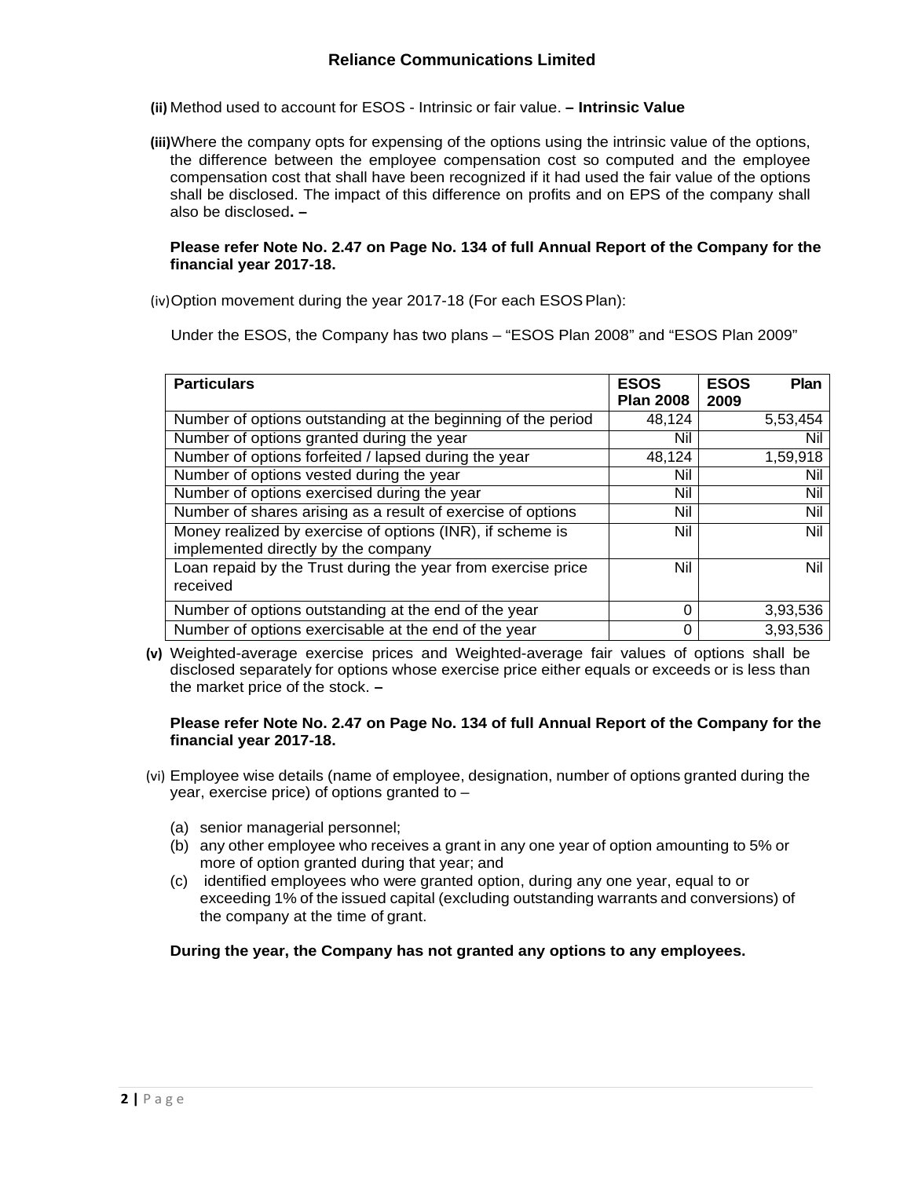# Reliance Communications Limited

**(ii)** Method used to account for ESOS - Intrinsic or fair value. **– Intrinsic Value**

**(iii)** Where the company opts for expensing of the options using the intrinsic value of the options, the difference between the employee compensation cost so computed and the employee compensation cost that shall have been recognized if it had used the fair value of the options shall be disclosed. The impact of this difference on profits and on EPS of the company shall also be disclosed**. –**

**Please refer Note No. 2.47 on Page No. 134 of full Annual Report of the Company for the financial year 2017-18.**

(iv) Option movement during the year 2017-18 (For each ESOS Plan):

Under the ESOS, the Company has two plans – "ESOS Plan 2008" and "ESOS Plan 2009"

| **Particulars** | **ESOS Plan 2008** | **ESOS Plan 2009** |
|---|---|---|
| Number of options outstanding at the beginning of the period | 48,124 | 5,53,454 |
| Number of options granted during the year | Nil | Nil |
| Number of options forfeited / lapsed during the year | 48,124 | 1,59,918 |
| Number of options vested during the year | Nil | Nil |
| Number of options exercised during the year | Nil | Nil |
| Number of shares arising as a result of exercise of options | Nil | Nil |
| Money realized by exercise of options (INR), if scheme is implemented directly by the company | Nil | Nil |
| Loan repaid by the Trust during the year from exercise price received | Nil | Nil |
| Number of options outstanding at the end of the year | 0 | 3,93,536 |
| Number of options exercisable at the end of the year | 0 | 3,93,536 |

**(v)** Weighted-average exercise prices and Weighted-average fair values of options shall be disclosed separately for options whose exercise price either equals or exceeds or is less than the market price of the stock. **–**

**Please refer Note No. 2.47 on Page No. 134 of full Annual Report of the Company for the financial year 2017-18.**

(vi) Employee wise details (name of employee, designation, number of options granted during the year, exercise price) of options granted to –

(a) senior managerial personnel;
(b) any other employee who receives a grant in any one year of option amounting to 5% or more of option granted during that year; and
(c) identified employees who were granted option, during any one year, equal to or exceeding 1% of the issued capital (excluding outstanding warrants and conversions) of the company at the time of grant.

**During the year, the Company has not granted any options to any employees.**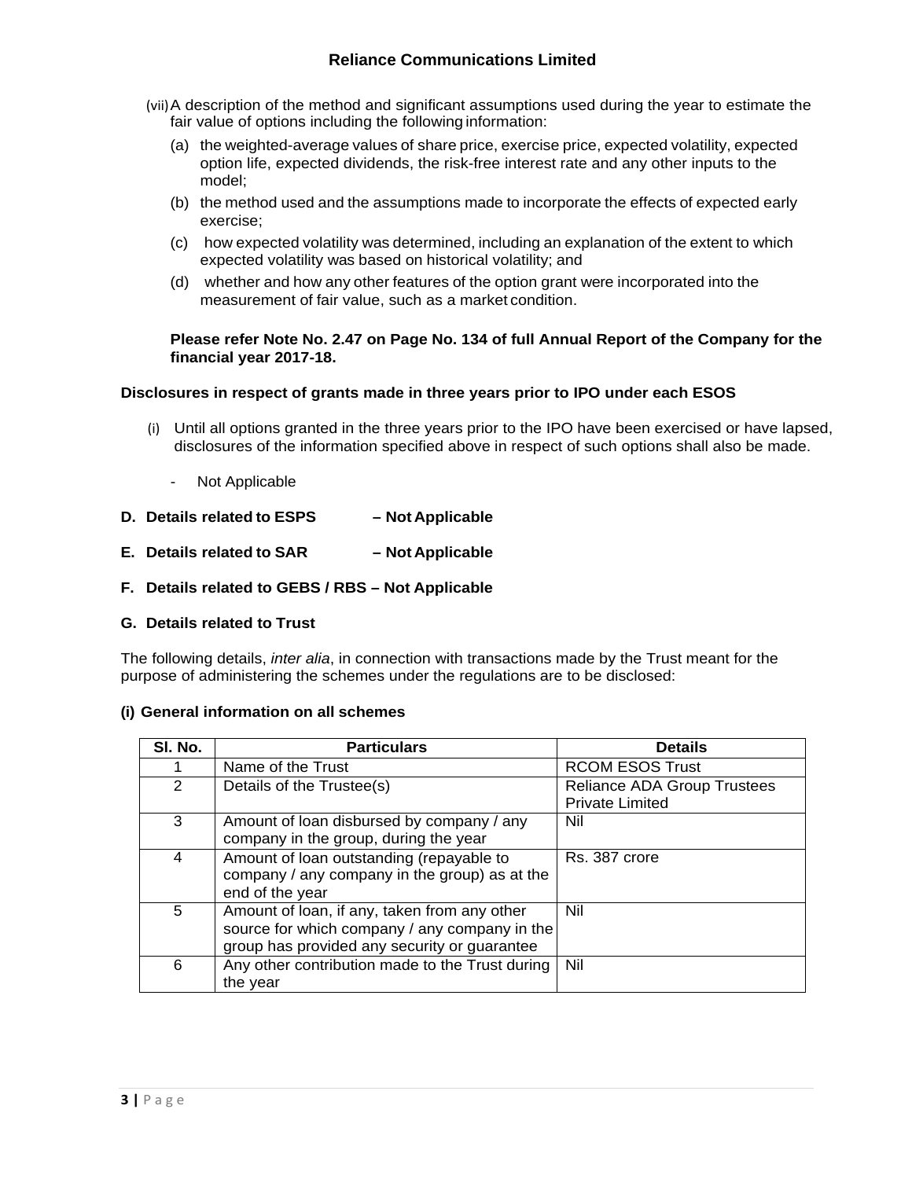(vii) A description of the method and significant assumptions used during the year to estimate the fair value of options including the following information:

(a) the weighted-average values of share price, exercise price, expected volatility, expected option life, expected dividends, the risk-free interest rate and any other inputs to the model;

(b) the method used and the assumptions made to incorporate the effects of expected early exercise;

(c) how expected volatility was determined, including an explanation of the extent to which expected volatility was based on historical volatility; and

(d) whether and how any other features of the option grant were incorporated into the measurement of fair value, such as a market condition.

**Please refer Note No. 2.47 on Page No. 134 of full Annual Report of the Company for the financial year 2017-18.**

**Disclosures in respect of grants made in three years prior to IPO under each ESOS**

(i) Until all options granted in the three years prior to the IPO have been exercised or have lapsed, disclosures of the information specified above in respect of such options shall also be made.

- Not Applicable

**D. Details related to ESPS – Not Applicable**

**E. Details related to SAR – Not Applicable**

**F. Details related to GEBS / RBS – Not Applicable**

**G. Details related to Trust**

The following details, *inter alia*, in connection with transactions made by the Trust meant for the purpose of administering the schemes under the regulations are to be disclosed:

**(i) General information on all schemes**

| Sl. No. | Particulars | Details |
|---|---|---|
| 1 | Name of the Trust | RCOM ESOS Trust |
| 2 | Details of the Trustee(s) | Reliance ADA Group Trustees Private Limited |
| 3 | Amount of loan disbursed by company / any company in the group, during the year | Nil |
| 4 | Amount of loan outstanding (repayable to company / any company in the group) as at the end of the year | Rs. 387 crore |
| 5 | Amount of loan, if any, taken from any other source for which company / any company in the group has provided any security or guarantee | Nil |
| 6 | Any other contribution made to the Trust during the year | Nil |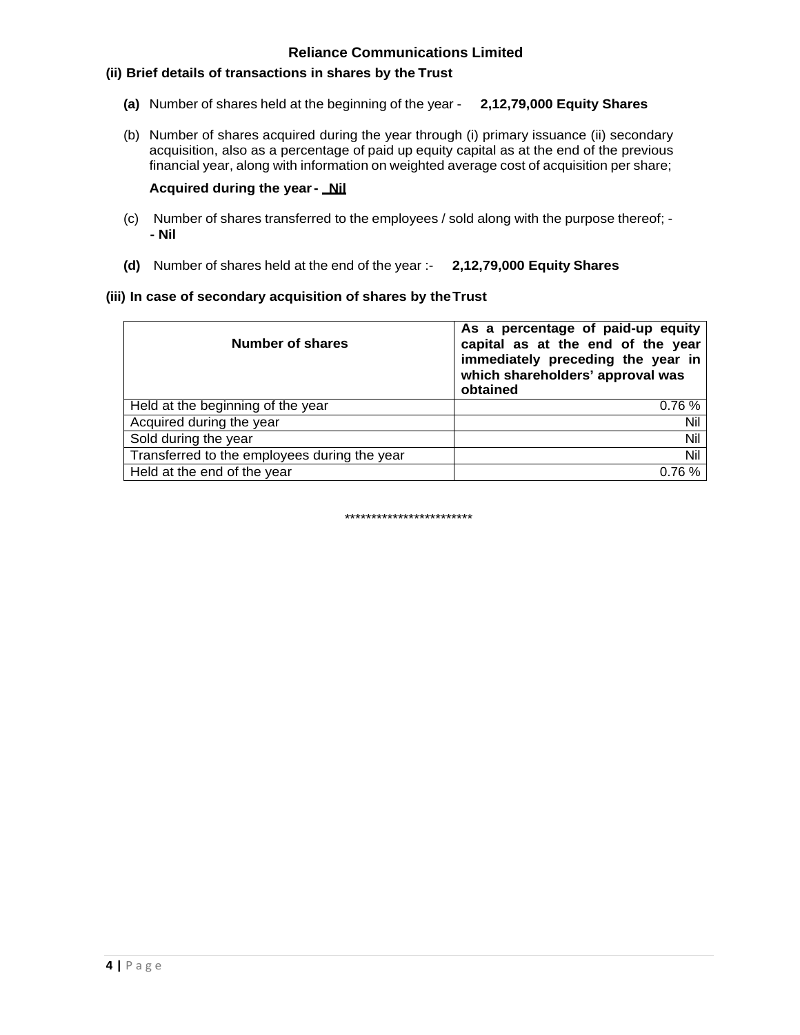**Reliance Communications Limited**

**(ii) Brief details of transactions in shares by the Trust**

**(a)** Number of shares held at the beginning of the year - **2,12,79,000 Equity Shares**

(b) Number of shares acquired during the year through (i) primary issuance (ii) secondary acquisition, also as a percentage of paid up equity capital as at the end of the previous financial year, along with information on weighted average cost of acquisition per share;

**Acquired during the year - Nil**

(c) Number of shares transferred to the employees / sold along with the purpose thereof; - **- Nil**

**(d)** Number of shares held at the end of the year :- **2,12,79,000 Equity Shares**

**(iii) In case of secondary acquisition of shares by the Trust**

| **Number of shares** | **As a percentage of paid-up equity capital as at the end of the year immediately preceding the year in which shareholders' approval was obtained** |
|---|---|
| Held at the beginning of the year | 0.76 % |
| Acquired during the year | Nil |
| Sold during the year | Nil |
| Transferred to the employees during the year | Nil |
| Held at the end of the year | 0.76 % |

************************